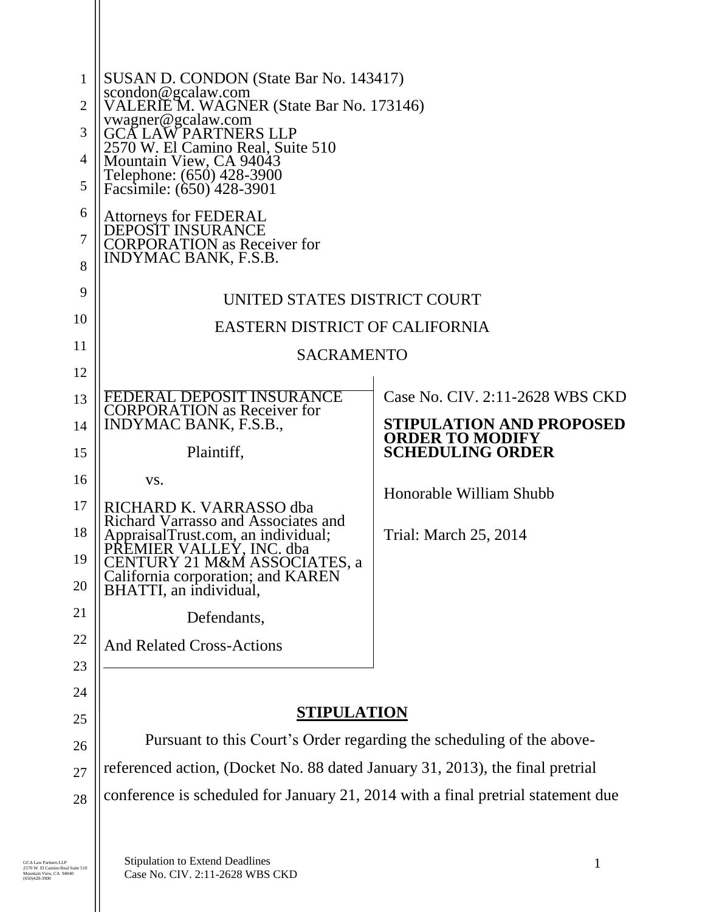SUSAN D. CONDON (State Bar No. 143417)
scondon@gcalaw.com
VALERIE M. WAGNER (State Bar No. 173146)
vwagner@gcalaw.com
GCA LAW PARTNERS LLP
2570 W. El Camino Real, Suite 510
Mountain View, CA 94043
Telephone: (650) 428-3900
Facsimile: (650) 428-3901

Attorneys for FEDERAL DEPOSIT INSURANCE CORPORATION as Receiver for INDYMAC BANK, F.S.B.

UNITED STATES DISTRICT COURT

EASTERN DISTRICT OF CALIFORNIA

SACRAMENTO

| | |
|---|---|
| FEDERAL DEPOSIT INSURANCE CORPORATION as Receiver for INDYMAC BANK, F.S.B., <br><br> Plaintiff, <br><br> vs. <br><br> RICHARD K. VARRASSO dba Richard Varrasso and Associates and AppraisalTrust.com, an individual; PREMIER VALLEY, INC. dba CENTURY 21 M&M ASSOCIATES, a California corporation; and KAREN BHATTI, an individual, <br><br> Defendants, <br><br> And Related Cross-Actions | Case No. CIV. 2:11-2628 WBS CKD <br><br> **STIPULATION AND PROPOSED ORDER TO MODIFY SCHEDULING ORDER** <br><br> Honorable William Shubb <br><br> Trial: March 25, 2014 |

## STIPULATION

Pursuant to this Court's Order regarding the scheduling of the above-referenced action, (Docket No. 88 dated January 31, 2013), the final pretrial conference is scheduled for January 21, 2014 with a final pretrial statement due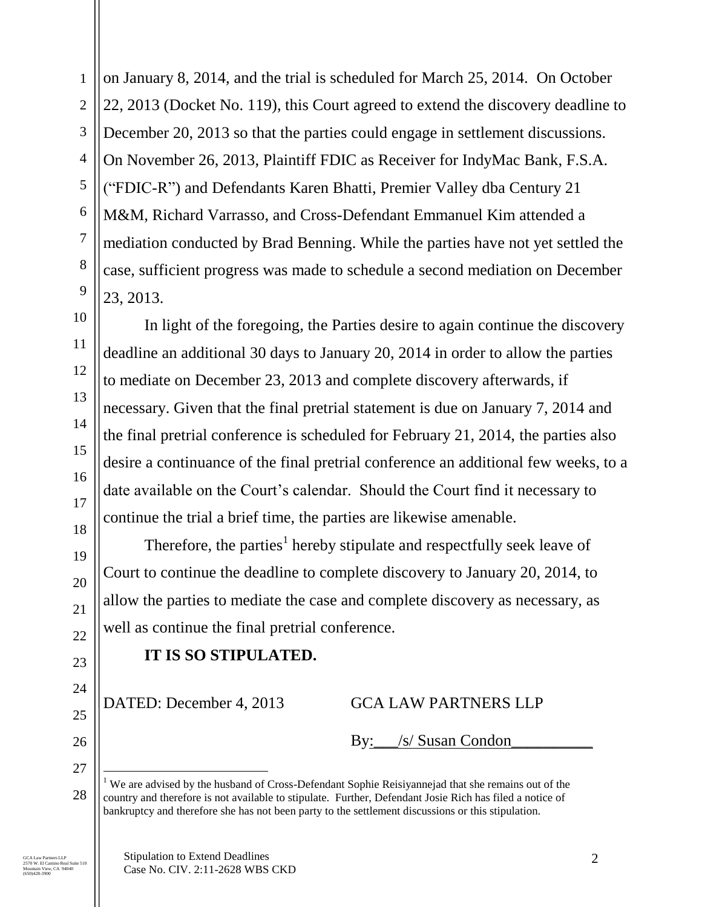on January 8, 2014, and the trial is scheduled for March 25, 2014. On October 22, 2013 (Docket No. 119), this Court agreed to extend the discovery deadline to December 20, 2013 so that the parties could engage in settlement discussions. On November 26, 2013, Plaintiff FDIC as Receiver for IndyMac Bank, F.S.A. ("FDIC-R") and Defendants Karen Bhatti, Premier Valley dba Century 21 M&M, Richard Varrasso, and Cross-Defendant Emmanuel Kim attended a mediation conducted by Brad Benning. While the parties have not yet settled the case, sufficient progress was made to schedule a second mediation on December 23, 2013.

In light of the foregoing, the Parties desire to again continue the discovery deadline an additional 30 days to January 20, 2014 in order to allow the parties to mediate on December 23, 2013 and complete discovery afterwards, if necessary. Given that the final pretrial statement is due on January 7, 2014 and the final pretrial conference is scheduled for February 21, 2014, the parties also desire a continuance of the final pretrial conference an additional few weeks, to a date available on the Court's calendar. Should the Court find it necessary to continue the trial a brief time, the parties are likewise amenable.

Therefore, the parties[1] hereby stipulate and respectfully seek leave of Court to continue the deadline to complete discovery to January 20, 2014, to allow the parties to mediate the case and complete discovery as necessary, as well as continue the final pretrial conference.

**IT IS SO STIPULATED.**

DATED: December 4, 2013 GCA LAW PARTNERS LLP

By:\_\_\_/s/ Susan Condon\_\_\_\_\_\_\_\_\_\_

[1] We are advised by the husband of Cross-Defendant Sophie Reisiyannejad that she remains out of the country and therefore is not available to stipulate. Further, Defendant Josie Rich has filed a notice of bankruptcy and therefore she has not been party to the settlement discussions or this stipulation.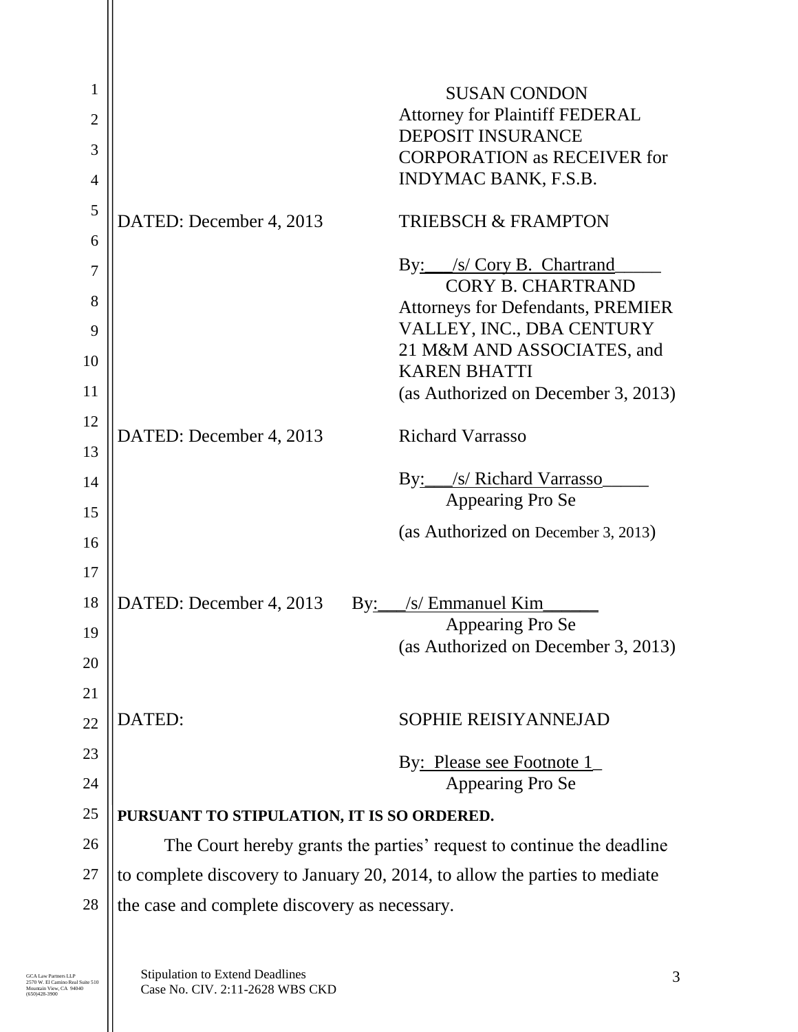SUSAN CONDON
Attorney for Plaintiff FEDERAL DEPOSIT INSURANCE CORPORATION as RECEIVER for INDYMAC BANK, F.S.B.

DATED: December 4, 2013

TRIEBSCH & FRAMPTON

By: /s/ Cory B. Chartrand
CORY B. CHARTRAND
Attorneys for Defendants, PREMIER VALLEY, INC., DBA CENTURY 21 M&M AND ASSOCIATES, and KAREN BHATTI
(as Authorized on December 3, 2013)

DATED: December 4, 2013

Richard Varrasso

By: /s/ Richard Varrasso
Appearing Pro Se

(as Authorized on December 3, 2013)

DATED: December 4, 2013

By: /s/ Emmanuel Kim
Appearing Pro Se
(as Authorized on December 3, 2013)

DATED:

SOPHIE REISIYANNEJAD

By: Please see Footnote 1
Appearing Pro Se

**PURSUANT TO STIPULATION, IT IS SO ORDERED.**

The Court hereby grants the parties' request to continue the deadline to complete discovery to January 20, 2014, to allow the parties to mediate the case and complete discovery as necessary.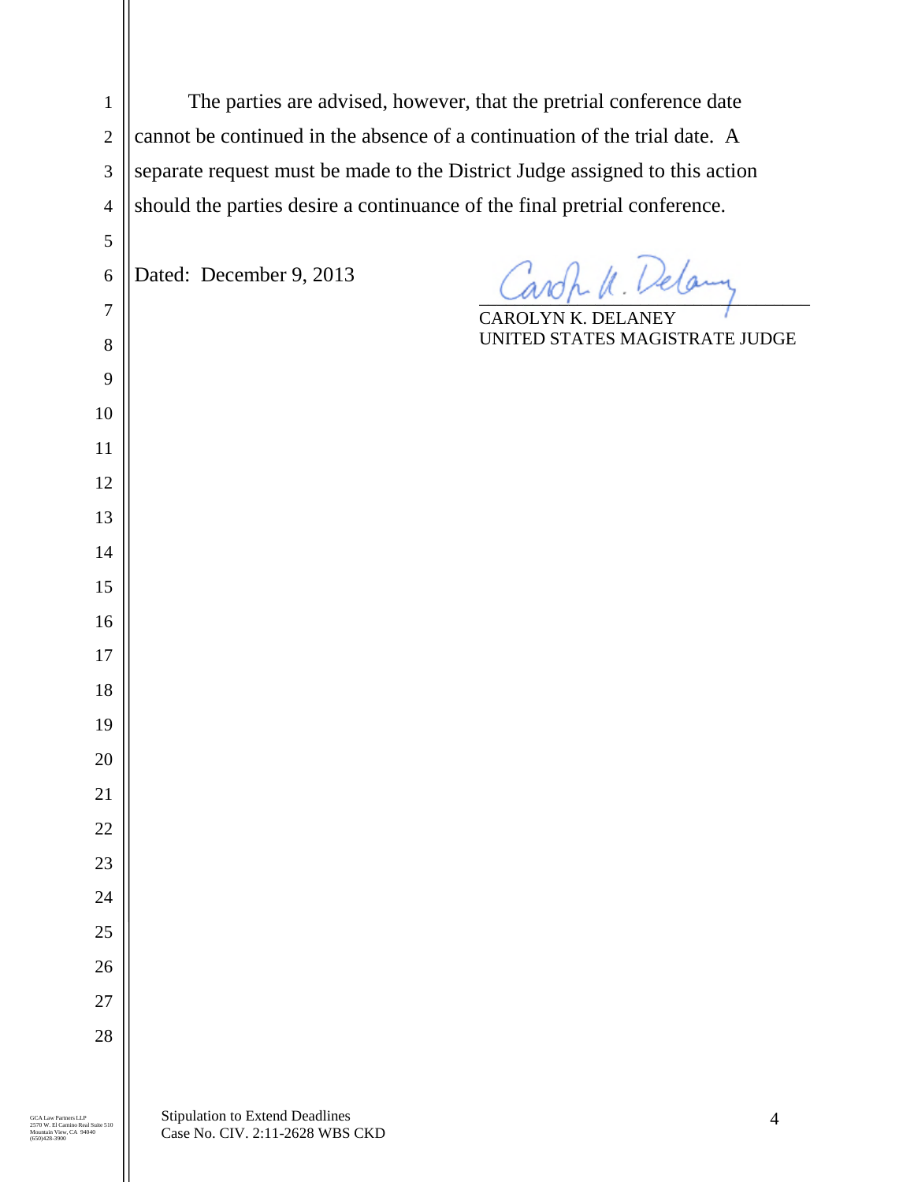The parties are advised, however, that the pretrial conference date cannot be continued in the absence of a continuation of the trial date. A separate request must be made to the District Judge assigned to this action should the parties desire a continuance of the final pretrial conference.

Dated: December 9, 2013

CAROLYN K. DELANEY
UNITED STATES MAGISTRATE JUDGE